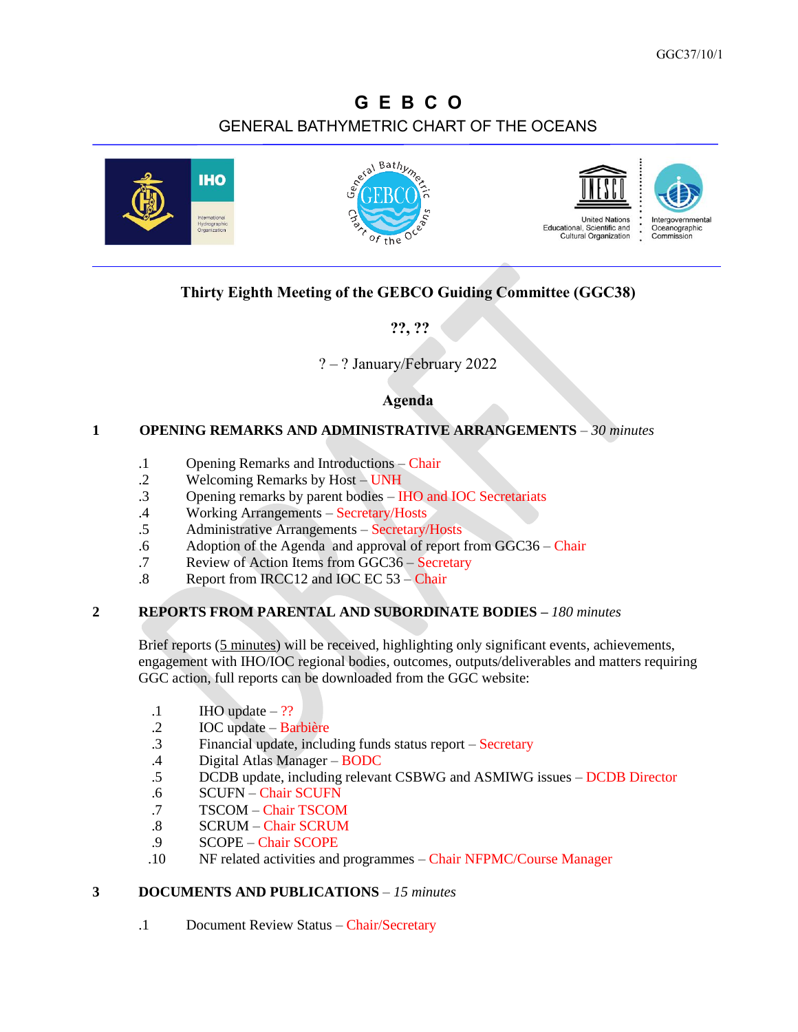# G E B C O

GENERAL BATHYMETRIC CHART OF THE OCEANS

## Thirty Eighth Meeting of the GEBCO Guiding Committee (GGC38)

**??, ??**

? – ? January/February 2022

## Agenda

### 1 OPENING REMARKS AND ADMINISTRATIVE ARRANGEMENTS – *30 minutes*

.1 Opening Remarks and Introductions – Chair
.2 Welcoming Remarks by Host – UNH
.3 Opening remarks by parent bodies – IHO and IOC Secretariats
.4 Working Arrangements – Secretary/Hosts
.5 Administrative Arrangements – Secretary/Hosts
.6 Adoption of the Agenda and approval of report from GGC36 – Chair
.7 Review of Action Items from GGC36 – Secretary
.8 Report from IRCC12 and IOC EC 53 – Chair

### 2 REPORTS FROM PARENTAL AND SUBORDINATE BODIES – *180 minutes*

Brief reports (5 minutes) will be received, highlighting only significant events, achievements, engagement with IHO/IOC regional bodies, outcomes, outputs/deliverables and matters requiring GGC action, full reports can be downloaded from the GGC website:

.1 IHO update – ??
.2 IOC update – Barbière
.3 Financial update, including funds status report – Secretary
.4 Digital Atlas Manager – BODC
.5 DCDB update, including relevant CSBWG and ASMIWG issues – DCDB Director
.6 SCUFN – Chair SCUFN
.7 TSCOM – Chair TSCOM
.8 SCRUM – Chair SCRUM
.9 SCOPE – Chair SCOPE
.10 NF related activities and programmes – Chair NFPMC/Course Manager

### 3 DOCUMENTS AND PUBLICATIONS – *15 minutes*

.1 Document Review Status – Chair/Secretary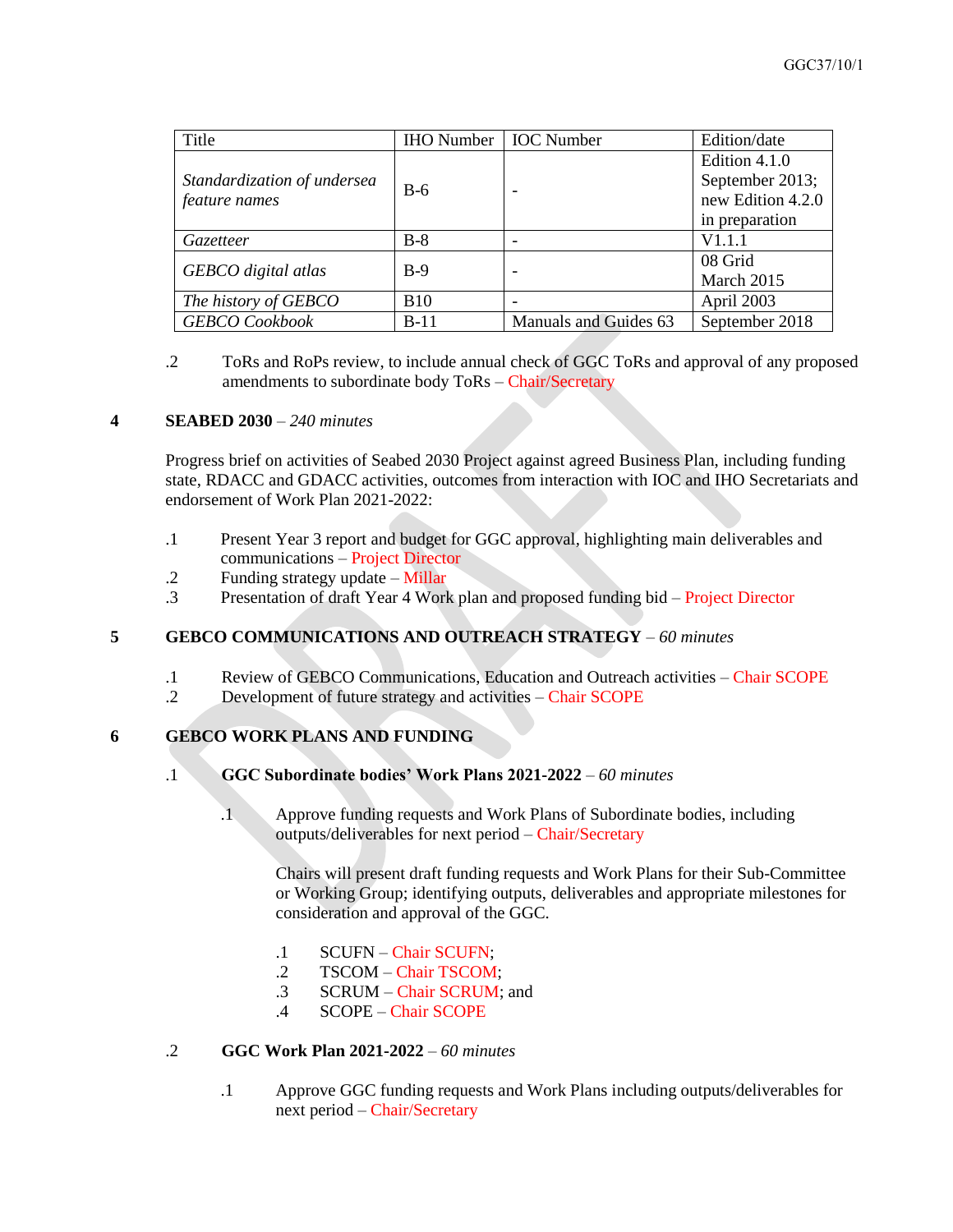| Title | IHO Number | IOC Number | Edition/date |
|---|---|---|---|
| *Standardization of undersea feature names* | B-6 | - | Edition 4.1.0 September 2013; new Edition 4.2.0 in preparation |
| *Gazetteer* | B-8 | - | V1.1.1 |
| *GEBCO digital atlas* | B-9 | - | 08 Grid March 2015 |
| *The history of GEBCO* | B10 | - | April 2003 |
| *GEBCO Cookbook* | B-11 | Manuals and Guides 63 | September 2018 |

.2 ToRs and RoPs review, to include annual check of GGC ToRs and approval of any proposed amendments to subordinate body ToRs – Chair/Secretary

## 4 SEABED 2030 – *240 minutes*

Progress brief on activities of Seabed 2030 Project against agreed Business Plan, including funding state, RDACC and GDACC activities, outcomes from interaction with IOC and IHO Secretariats and endorsement of Work Plan 2021-2022:

.1 Present Year 3 report and budget for GGC approval, highlighting main deliverables and communications – Project Director
.2 Funding strategy update – Millar
.3 Presentation of draft Year 4 Work plan and proposed funding bid – Project Director

## 5 GEBCO COMMUNICATIONS AND OUTREACH STRATEGY – *60 minutes*

.1 Review of GEBCO Communications, Education and Outreach activities – Chair SCOPE
.2 Development of future strategy and activities – Chair SCOPE

## 6 GEBCO WORK PLANS AND FUNDING

.1 **GGC Subordinate bodies' Work Plans 2021-2022** – *60 minutes*

.1 Approve funding requests and Work Plans of Subordinate bodies, including outputs/deliverables for next period – Chair/Secretary

Chairs will present draft funding requests and Work Plans for their Sub-Committee or Working Group; identifying outputs, deliverables and appropriate milestones for consideration and approval of the GGC.

.1 SCUFN – Chair SCUFN;
.2 TSCOM – Chair TSCOM;
.3 SCRUM – Chair SCRUM; and
.4 SCOPE – Chair SCOPE

.2 **GGC Work Plan 2021-2022** – *60 minutes*

.1 Approve GGC funding requests and Work Plans including outputs/deliverables for next period – Chair/Secretary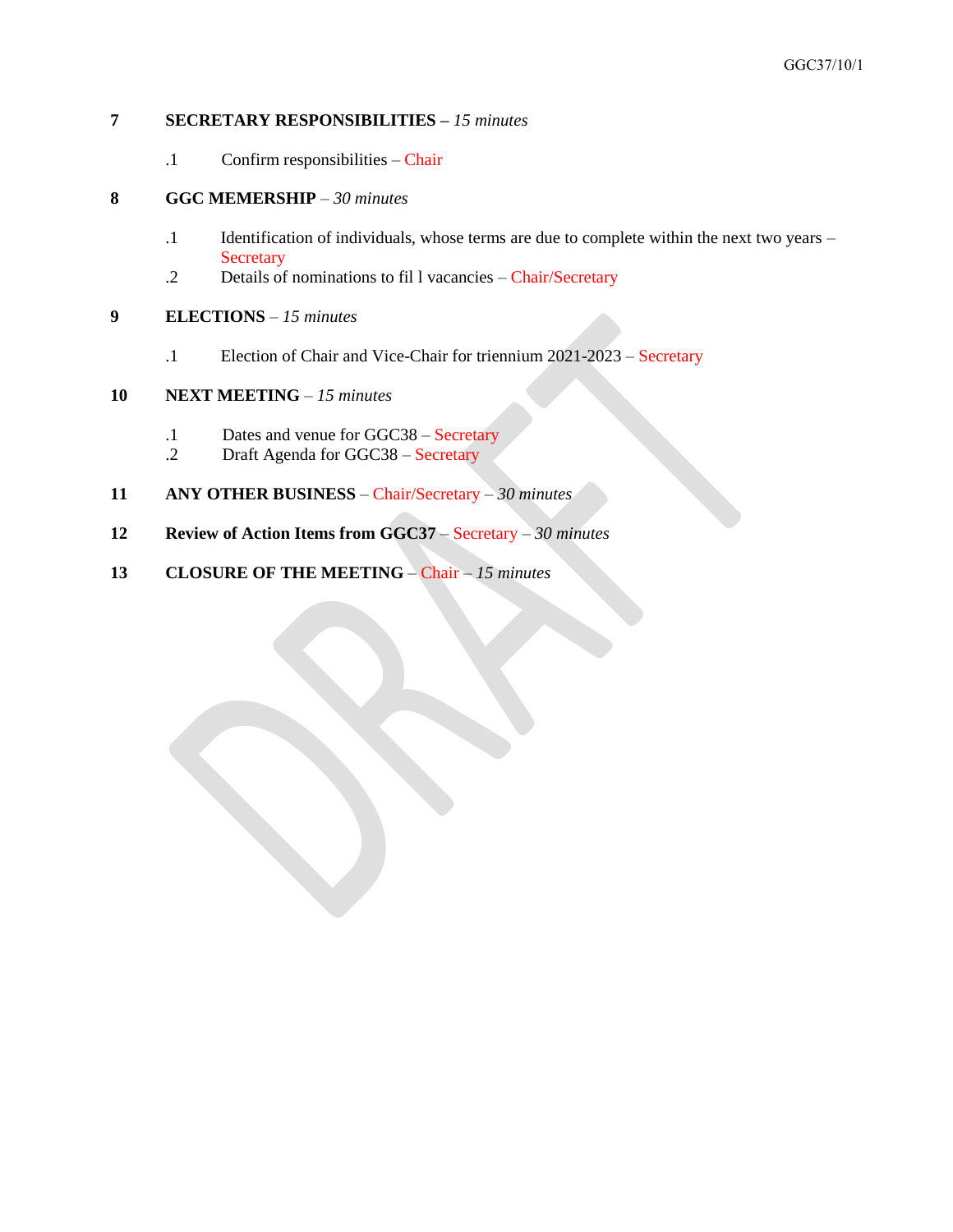**7 SECRETARY RESPONSIBILITIES –** *15 minutes*

.1 Confirm responsibilities – Chair

**8 GGC MEMERSHIP** – *30 minutes*

.1 Identification of individuals, whose terms are due to complete within the next two years – Secretary

.2 Details of nominations to fil l vacancies – Chair/Secretary

**9 ELECTIONS** – *15 minutes*

.1 Election of Chair and Vice-Chair for triennium 2021-2023 – Secretary

**10 NEXT MEETING** – *15 minutes*

.1 Dates and venue for GGC38 – Secretary

.2 Draft Agenda for GGC38 – Secretary

**11 ANY OTHER BUSINESS** – Chair/Secretary – *30 minutes*

**12 Review of Action Items from GGC37** – Secretary – *30 minutes*

**13 CLOSURE OF THE MEETING** – Chair – *15 minutes*